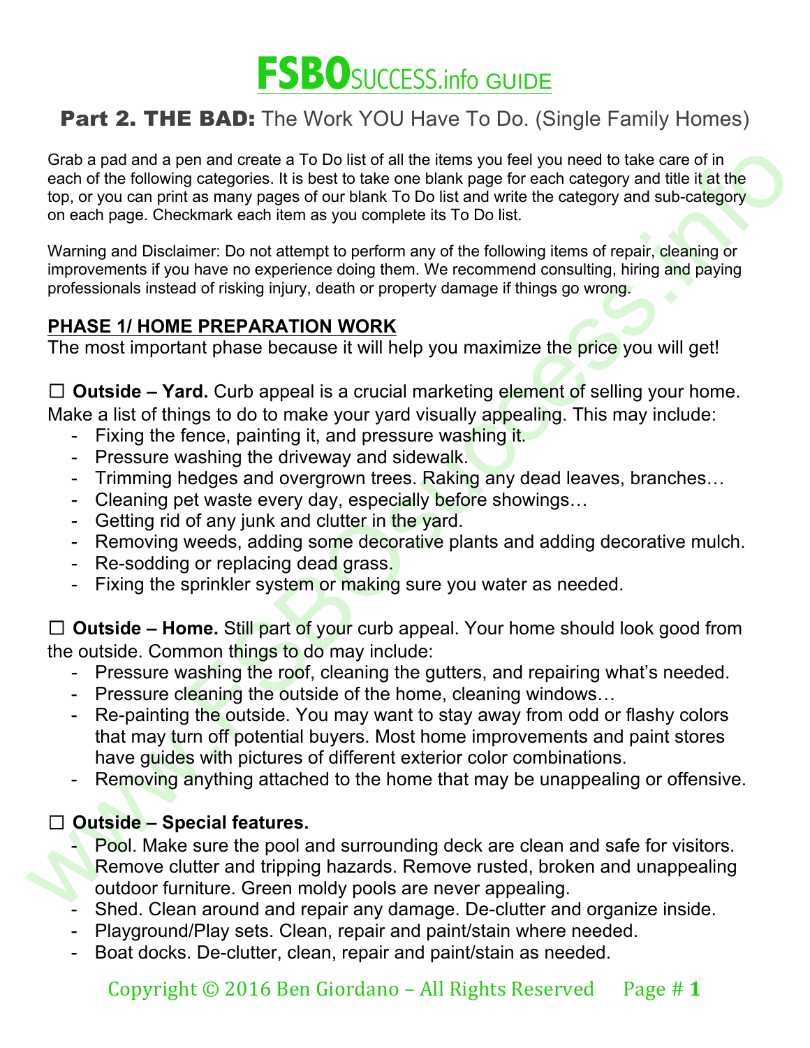# FSBOSUCCESS.info GUIDE

## Part 2. THE BAD: The Work YOU Have To Do. (Single Family Homes)

Grab a pad and a pen and create a To Do list of all the items you feel you need to take care of in each of the following categories. It is best to take one blank page for each category and title it at the top, or you can print as many pages of our blank To Do list and write the category and sub-category on each page. Checkmark each item as you complete its To Do list.

Warning and Disclaimer: Do not attempt to perform any of the following items of repair, cleaning or improvements if you have no experience doing them. We recommend consulting, hiring and paying professionals instead of risking injury, death or property damage if things go wrong.

### PHASE 1/ HOME PREPARATION WORK

The most important phase because it will help you maximize the price you will get!

☐ **Outside – Yard.** Curb appeal is a crucial marketing element of selling your home. Make a list of things to do to make your yard visually appealing. This may include:

- Fixing the fence, painting it, and pressure washing it.
- Pressure washing the driveway and sidewalk.
- Trimming hedges and overgrown trees. Raking any dead leaves, branches…
- Cleaning pet waste every day, especially before showings…
- Getting rid of any junk and clutter in the yard.
- Removing weeds, adding some decorative plants and adding decorative mulch.
- Re-sodding or replacing dead grass.
- Fixing the sprinkler system or making sure you water as needed.

☐ **Outside – Home.** Still part of your curb appeal. Your home should look good from the outside. Common things to do may include:

- Pressure washing the roof, cleaning the gutters, and repairing what's needed.
- Pressure cleaning the outside of the home, cleaning windows…
- Re-painting the outside. You may want to stay away from odd or flashy colors that may turn off potential buyers. Most home improvements and paint stores have guides with pictures of different exterior color combinations.
- Removing anything attached to the home that may be unappealing or offensive.

☐ **Outside – Special features.**

- Pool. Make sure the pool and surrounding deck are clean and safe for visitors. Remove clutter and tripping hazards. Remove rusted, broken and unappealing outdoor furniture. Green moldy pools are never appealing.
- Shed. Clean around and repair any damage. De-clutter and organize inside.
- Playground/Play sets. Clean, repair and paint/stain where needed.
- Boat docks. De-clutter, clean, repair and paint/stain as needed.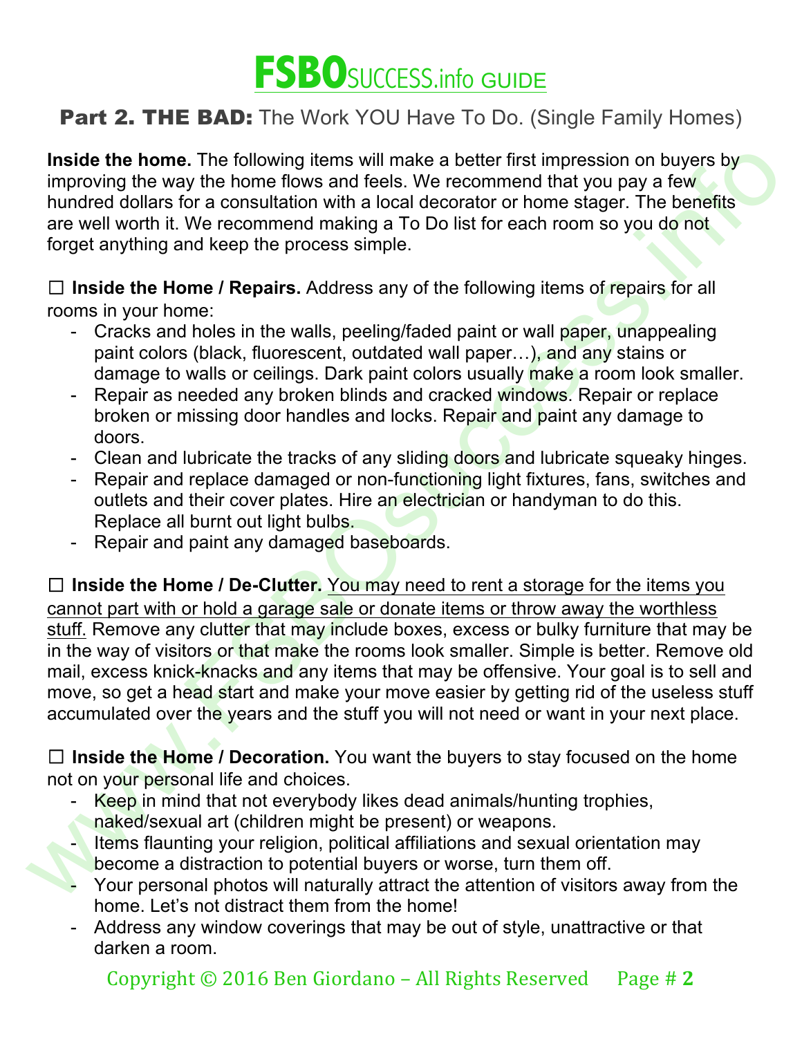# FSBOSUCCESS.info GUIDE

## Part 2. THE BAD: The Work YOU Have To Do. (Single Family Homes)

**Inside the home.** The following items will make a better first impression on buyers by improving the way the home flows and feels. We recommend that you pay a few hundred dollars for a consultation with a local decorator or home stager. The benefits are well worth it. We recommend making a To Do list for each room so you do not forget anything and keep the process simple.

☐ **Inside the Home / Repairs.** Address any of the following items of repairs for all rooms in your home:

- Cracks and holes in the walls, peeling/faded paint or wall paper, unappealing paint colors (black, fluorescent, outdated wall paper…), and any stains or damage to walls or ceilings. Dark paint colors usually make a room look smaller.
- Repair as needed any broken blinds and cracked windows. Repair or replace broken or missing door handles and locks. Repair and paint any damage to doors.
- Clean and lubricate the tracks of any sliding doors and lubricate squeaky hinges.
- Repair and replace damaged or non-functioning light fixtures, fans, switches and outlets and their cover plates. Hire an electrician or handyman to do this. Replace all burnt out light bulbs.
- Repair and paint any damaged baseboards.

☐ **Inside the Home / De-Clutter.** <u>You may need to rent a storage for the items you cannot part with or hold a garage sale or donate items or throw away the worthless stuff.</u> Remove any clutter that may include boxes, excess or bulky furniture that may be in the way of visitors or that make the rooms look smaller. Simple is better. Remove old mail, excess knick-knacks and any items that may be offensive. Your goal is to sell and move, so get a head start and make your move easier by getting rid of the useless stuff accumulated over the years and the stuff you will not need or want in your next place.

☐ **Inside the Home / Decoration.** You want the buyers to stay focused on the home not on your personal life and choices.

- Keep in mind that not everybody likes dead animals/hunting trophies, naked/sexual art (children might be present) or weapons.
- Items flaunting your religion, political affiliations and sexual orientation may become a distraction to potential buyers or worse, turn them off.
- Your personal photos will naturally attract the attention of visitors away from the home. Let's not distract them from the home!
- Address any window coverings that may be out of style, unattractive or that darken a room.

Copyright © 2016 Ben Giordano – All Rights Reserved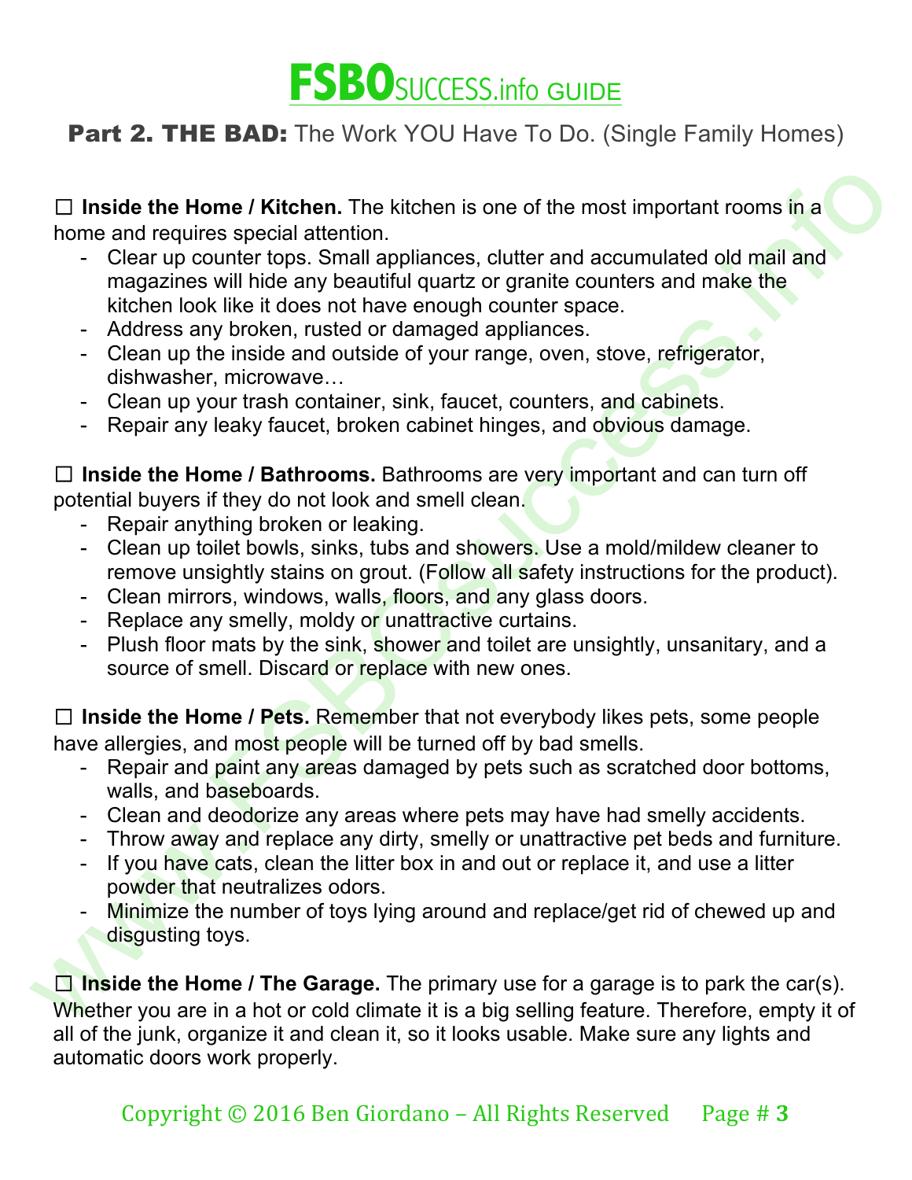# FSBOSUCCESS.info GUIDE

## **Part 2. THE BAD:** The Work YOU Have To Do. (Single Family Homes)

☐ **Inside the Home / Kitchen.** The kitchen is one of the most important rooms in a home and requires special attention.

- Clear up counter tops. Small appliances, clutter and accumulated old mail and magazines will hide any beautiful quartz or granite counters and make the kitchen look like it does not have enough counter space.
- Address any broken, rusted or damaged appliances.
- Clean up the inside and outside of your range, oven, stove, refrigerator, dishwasher, microwave…
- Clean up your trash container, sink, faucet, counters, and cabinets.
- Repair any leaky faucet, broken cabinet hinges, and obvious damage.

☐ **Inside the Home / Bathrooms.** Bathrooms are very important and can turn off potential buyers if they do not look and smell clean.

- Repair anything broken or leaking.
- Clean up toilet bowls, sinks, tubs and showers. Use a mold/mildew cleaner to remove unsightly stains on grout. (Follow all safety instructions for the product).
- Clean mirrors, windows, walls, floors, and any glass doors.
- Replace any smelly, moldy or unattractive curtains.
- Plush floor mats by the sink, shower and toilet are unsightly, unsanitary, and a source of smell. Discard or replace with new ones.

☐ **Inside the Home / Pets.** Remember that not everybody likes pets, some people have allergies, and most people will be turned off by bad smells.

- Repair and paint any areas damaged by pets such as scratched door bottoms, walls, and baseboards.
- Clean and deodorize any areas where pets may have had smelly accidents.
- Throw away and replace any dirty, smelly or unattractive pet beds and furniture.
- If you have cats, clean the litter box in and out or replace it, and use a litter powder that neutralizes odors.
- Minimize the number of toys lying around and replace/get rid of chewed up and disgusting toys.

☐ **Inside the Home / The Garage.** The primary use for a garage is to park the car(s). Whether you are in a hot or cold climate it is a big selling feature. Therefore, empty it of all of the junk, organize it and clean it, so it looks usable. Make sure any lights and automatic doors work properly.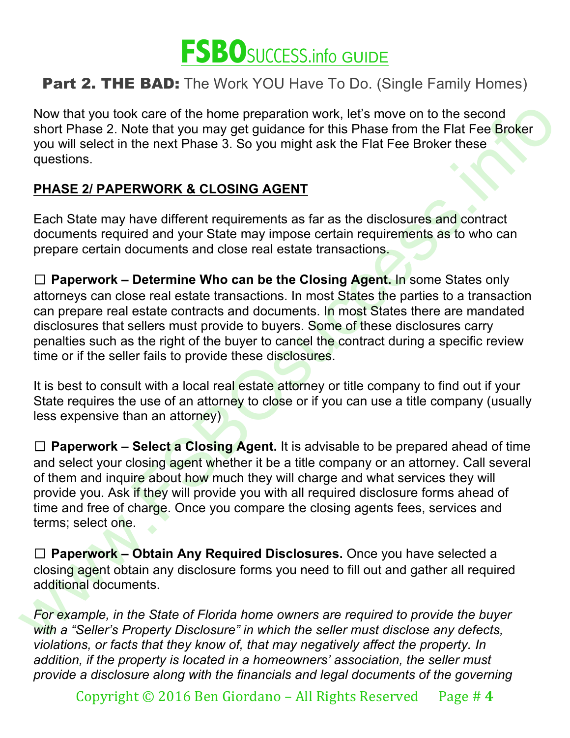# FSBOSUCCESS.info GUIDE

## Part 2. THE BAD: The Work YOU Have To Do. (Single Family Homes)

Now that you took care of the home preparation work, let's move on to the second short Phase 2. Note that you may get guidance for this Phase from the Flat Fee Broker you will select in the next Phase 3. So you might ask the Flat Fee Broker these questions.

### PHASE 2/ PAPERWORK & CLOSING AGENT

Each State may have different requirements as far as the disclosures and contract documents required and your State may impose certain requirements as to who can prepare certain documents and close real estate transactions.

☐ **Paperwork – Determine Who can be the Closing Agent.** In some States only attorneys can close real estate transactions. In most States the parties to a transaction can prepare real estate contracts and documents. In most States there are mandated disclosures that sellers must provide to buyers. Some of these disclosures carry penalties such as the right of the buyer to cancel the contract during a specific review time or if the seller fails to provide these disclosures.

It is best to consult with a local real estate attorney or title company to find out if your State requires the use of an attorney to close or if you can use a title company (usually less expensive than an attorney)

☐ **Paperwork – Select a Closing Agent.** It is advisable to be prepared ahead of time and select your closing agent whether it be a title company or an attorney. Call several of them and inquire about how much they will charge and what services they will provide you. Ask if they will provide you with all required disclosure forms ahead of time and free of charge. Once you compare the closing agents fees, services and terms; select one.

☐ **Paperwork – Obtain Any Required Disclosures.** Once you have selected a closing agent obtain any disclosure forms you need to fill out and gather all required additional documents.

*For example, in the State of Florida home owners are required to provide the buyer with a "Seller's Property Disclosure" in which the seller must disclose any defects, violations, or facts that they know of, that may negatively affect the property. In addition, if the property is located in a homeowners' association, the seller must provide a disclosure along with the financials and legal documents of the governing*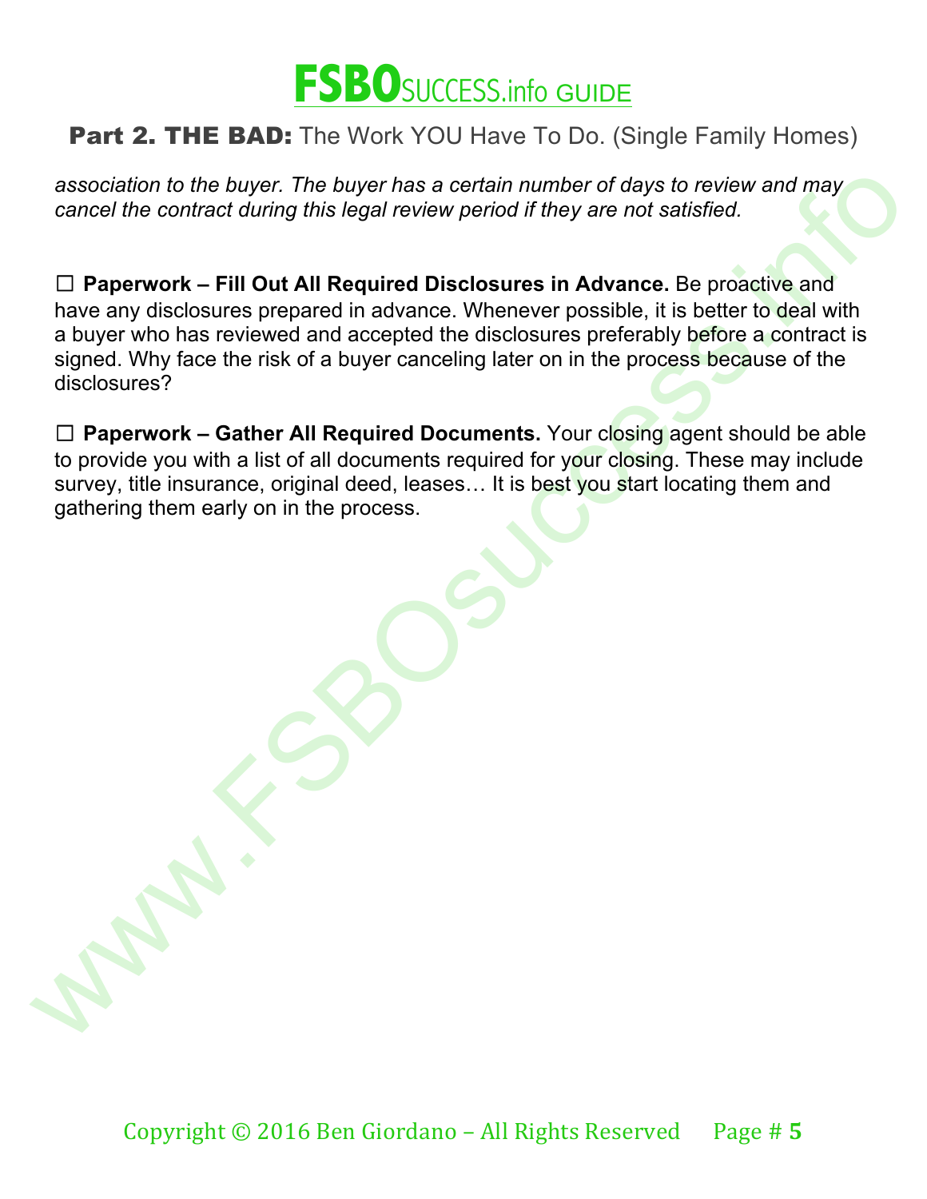*association to the buyer. The buyer has a certain number of days to review and may cancel the contract during this legal review period if they are not satisfied.*

☐ **Paperwork – Fill Out All Required Disclosures in Advance.** Be proactive and have any disclosures prepared in advance. Whenever possible, it is better to deal with a buyer who has reviewed and accepted the disclosures preferably before a contract is signed. Why face the risk of a buyer canceling later on in the process because of the disclosures?

☐ **Paperwork – Gather All Required Documents.** Your closing agent should be able to provide you with a list of all documents required for your closing. These may include survey, title insurance, original deed, leases… It is best you start locating them and gathering them early on in the process.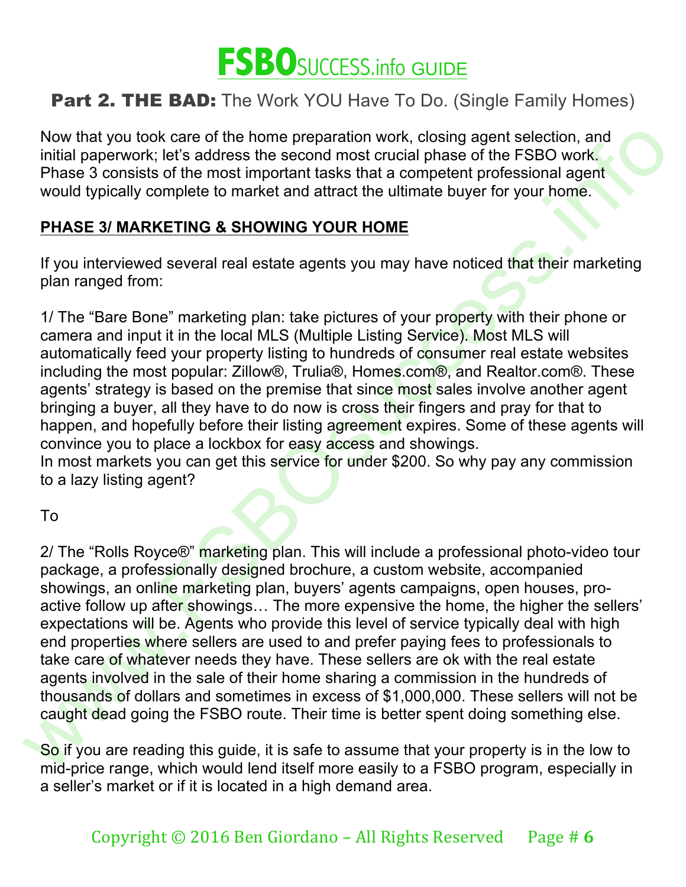## Part 2. THE BAD: The Work YOU Have To Do. (Single Family Homes)

Now that you took care of the home preparation work, closing agent selection, and initial paperwork; let's address the second most crucial phase of the FSBO work. Phase 3 consists of the most important tasks that a competent professional agent would typically complete to market and attract the ultimate buyer for your home.

### PHASE 3/ MARKETING & SHOWING YOUR HOME

If you interviewed several real estate agents you may have noticed that their marketing plan ranged from:

1/ The "Bare Bone" marketing plan: take pictures of your property with their phone or camera and input it in the local MLS (Multiple Listing Service). Most MLS will automatically feed your property listing to hundreds of consumer real estate websites including the most popular: Zillow®, Trulia®, Homes.com®, and Realtor.com®. These agents' strategy is based on the premise that since most sales involve another agent bringing a buyer, all they have to do now is cross their fingers and pray for that to happen, and hopefully before their listing agreement expires. Some of these agents will convince you to place a lockbox for easy access and showings.
In most markets you can get this service for under $200. So why pay any commission to a lazy listing agent?

To

2/ The "Rolls Royce®" marketing plan. This will include a professional photo-video tour package, a professionally designed brochure, a custom website, accompanied showings, an online marketing plan, buyers' agents campaigns, open houses, pro-active follow up after showings… The more expensive the home, the higher the sellers' expectations will be. Agents who provide this level of service typically deal with high end properties where sellers are used to and prefer paying fees to professionals to take care of whatever needs they have. These sellers are ok with the real estate agents involved in the sale of their home sharing a commission in the hundreds of thousands of dollars and sometimes in excess of $1,000,000. These sellers will not be caught dead going the FSBO route. Their time is better spent doing something else.

So if you are reading this guide, it is safe to assume that your property is in the low to mid-price range, which would lend itself more easily to a FSBO program, especially in a seller's market or if it is located in a high demand area.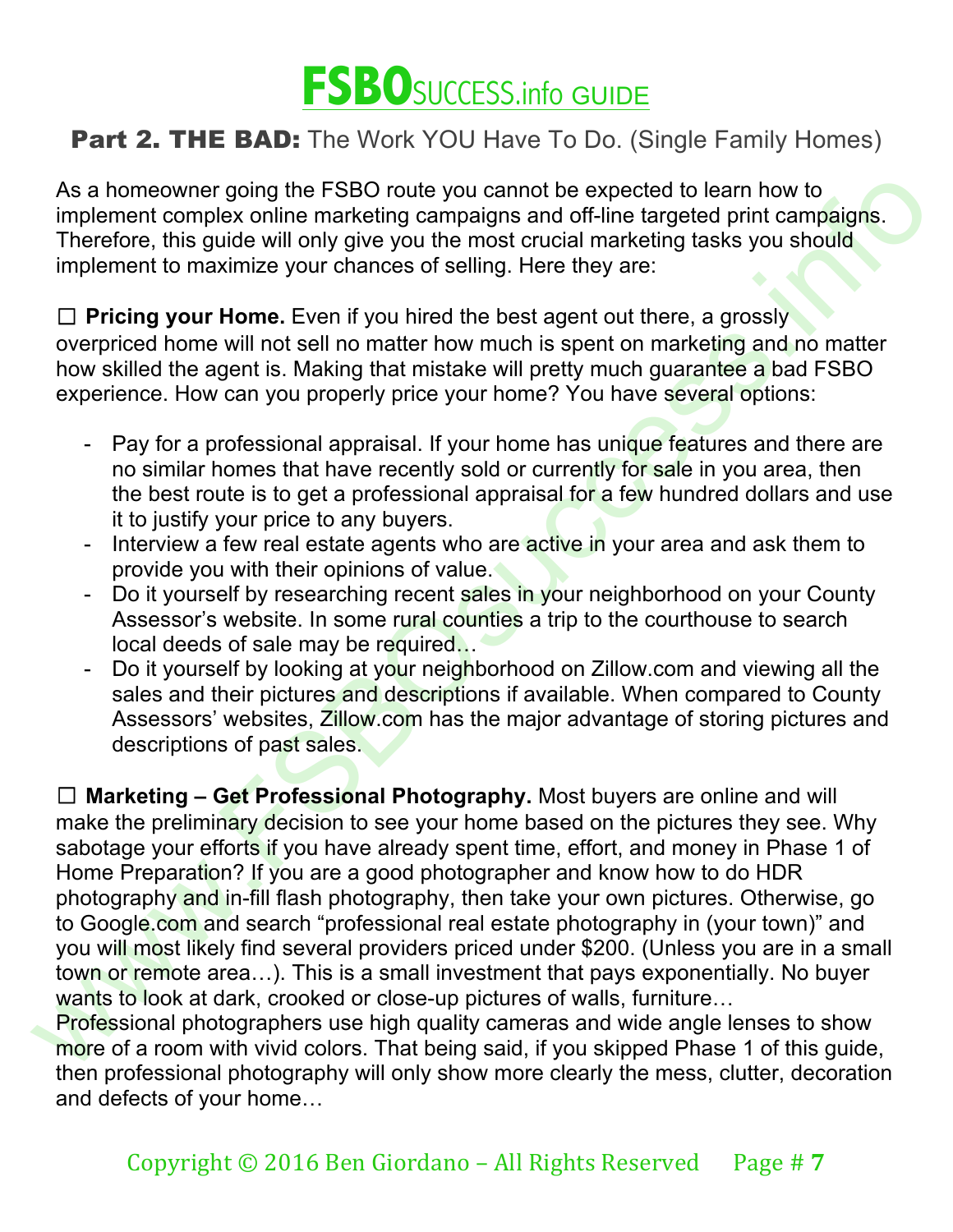# FSBOSUCCESS.info GUIDE

## **Part 2. THE BAD:** The Work YOU Have To Do. (Single Family Homes)

As a homeowner going the FSBO route you cannot be expected to learn how to implement complex online marketing campaigns and off-line targeted print campaigns. Therefore, this guide will only give you the most crucial marketing tasks you should implement to maximize your chances of selling. Here they are:

☐ **Pricing your Home.** Even if you hired the best agent out there, a grossly overpriced home will not sell no matter how much is spent on marketing and no matter how skilled the agent is. Making that mistake will pretty much guarantee a bad FSBO experience. How can you properly price your home? You have several options:

- Pay for a professional appraisal. If your home has unique features and there are no similar homes that have recently sold or currently for sale in you area, then the best route is to get a professional appraisal for a few hundred dollars and use it to justify your price to any buyers.
- Interview a few real estate agents who are active in your area and ask them to provide you with their opinions of value.
- Do it yourself by researching recent sales in your neighborhood on your County Assessor's website. In some rural counties a trip to the courthouse to search local deeds of sale may be required…
- Do it yourself by looking at your neighborhood on Zillow.com and viewing all the sales and their pictures and descriptions if available. When compared to County Assessors' websites, Zillow.com has the major advantage of storing pictures and descriptions of past sales.

☐ **Marketing – Get Professional Photography.** Most buyers are online and will make the preliminary decision to see your home based on the pictures they see. Why sabotage your efforts if you have already spent time, effort, and money in Phase 1 of Home Preparation? If you are a good photographer and know how to do HDR photography and in-fill flash photography, then take your own pictures. Otherwise, go to Google.com and search "professional real estate photography in (your town)" and you will most likely find several providers priced under $200. (Unless you are in a small town or remote area…). This is a small investment that pays exponentially. No buyer wants to look at dark, crooked or close-up pictures of walls, furniture…
Professional photographers use high quality cameras and wide angle lenses to show more of a room with vivid colors. That being said, if you skipped Phase 1 of this guide, then professional photography will only show more clearly the mess, clutter, decoration and defects of your home…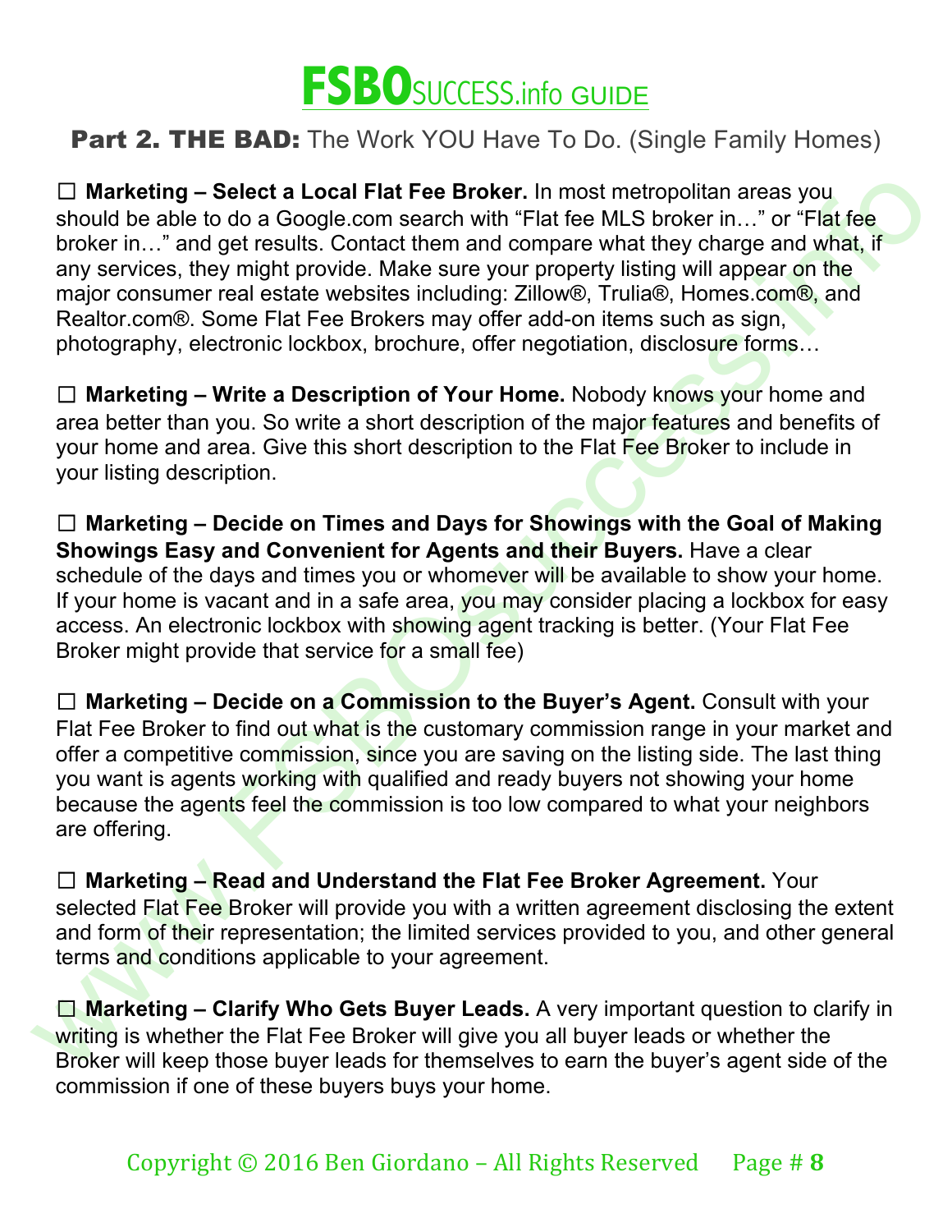# FSBOSUCCESS.info GUIDE

## Part 2. THE BAD: The Work YOU Have To Do. (Single Family Homes)

☐ **Marketing – Select a Local Flat Fee Broker.** In most metropolitan areas you should be able to do a Google.com search with “Flat fee MLS broker in…” or “Flat fee broker in…” and get results. Contact them and compare what they charge and what, if any services, they might provide. Make sure your property listing will appear on the major consumer real estate websites including: Zillow®, Trulia®, Homes.com®, and Realtor.com®. Some Flat Fee Brokers may offer add-on items such as sign, photography, electronic lockbox, brochure, offer negotiation, disclosure forms…

☐ **Marketing – Write a Description of Your Home.** Nobody knows your home and area better than you. So write a short description of the major features and benefits of your home and area. Give this short description to the Flat Fee Broker to include in your listing description.

☐ **Marketing – Decide on Times and Days for Showings with the Goal of Making Showings Easy and Convenient for Agents and their Buyers.** Have a clear schedule of the days and times you or whomever will be available to show your home. If your home is vacant and in a safe area, you may consider placing a lockbox for easy access. An electronic lockbox with showing agent tracking is better. (Your Flat Fee Broker might provide that service for a small fee)

☐ **Marketing – Decide on a Commission to the Buyer’s Agent.** Consult with your Flat Fee Broker to find out what is the customary commission range in your market and offer a competitive commission, since you are saving on the listing side. The last thing you want is agents working with qualified and ready buyers not showing your home because the agents feel the commission is too low compared to what your neighbors are offering.

☐ **Marketing – Read and Understand the Flat Fee Broker Agreement.** Your selected Flat Fee Broker will provide you with a written agreement disclosing the extent and form of their representation; the limited services provided to you, and other general terms and conditions applicable to your agreement.

☐ **Marketing – Clarify Who Gets Buyer Leads.** A very important question to clarify in writing is whether the Flat Fee Broker will give you all buyer leads or whether the Broker will keep those buyer leads for themselves to earn the buyer’s agent side of the commission if one of these buyers buys your home.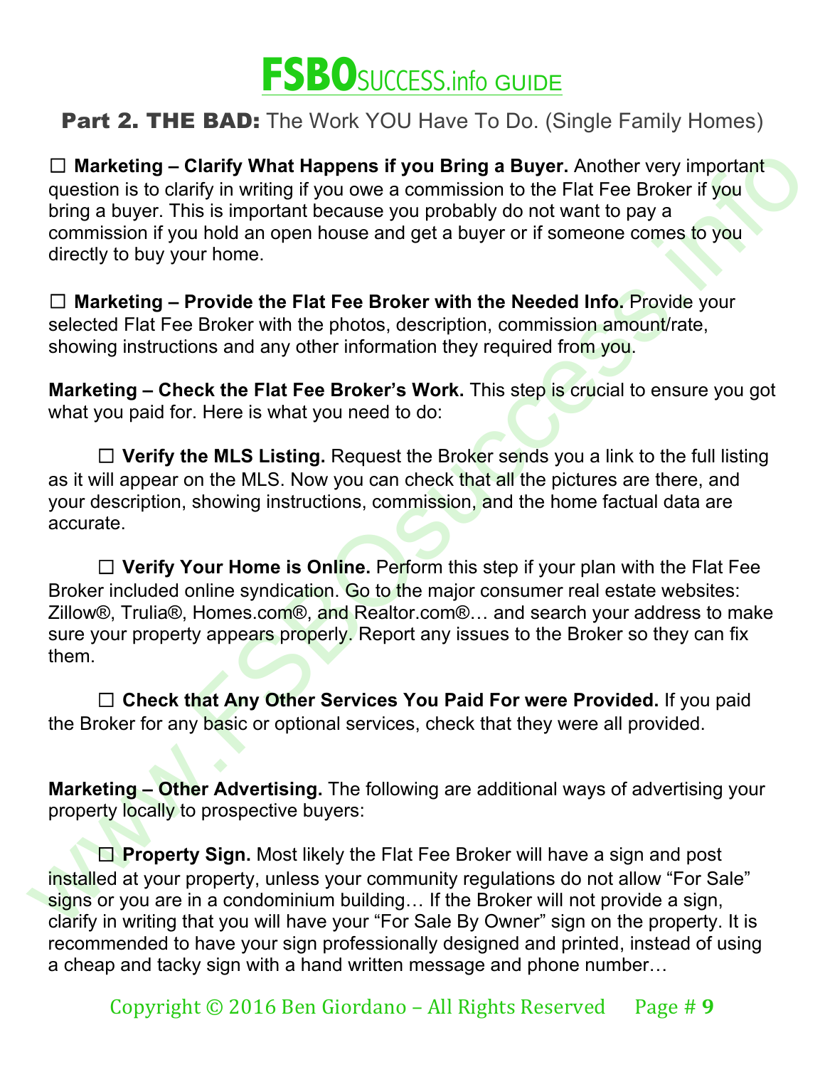# FSBOSUCCESS.info GUIDE

## Part 2. THE BAD: The Work YOU Have To Do. (Single Family Homes)

☐ **Marketing – Clarify What Happens if you Bring a Buyer.** Another very important question is to clarify in writing if you owe a commission to the Flat Fee Broker if you bring a buyer. This is important because you probably do not want to pay a commission if you hold an open house and get a buyer or if someone comes to you directly to buy your home.

☐ **Marketing – Provide the Flat Fee Broker with the Needed Info.** Provide your selected Flat Fee Broker with the photos, description, commission amount/rate, showing instructions and any other information they required from you.

**Marketing – Check the Flat Fee Broker's Work.** This step is crucial to ensure you got what you paid for. Here is what you need to do:

☐ **Verify the MLS Listing.** Request the Broker sends you a link to the full listing as it will appear on the MLS. Now you can check that all the pictures are there, and your description, showing instructions, commission, and the home factual data are accurate.

☐ **Verify Your Home is Online.** Perform this step if your plan with the Flat Fee Broker included online syndication. Go to the major consumer real estate websites: Zillow®, Trulia®, Homes.com®, and Realtor.com®… and search your address to make sure your property appears properly. Report any issues to the Broker so they can fix them.

☐ **Check that Any Other Services You Paid For were Provided.** If you paid the Broker for any basic or optional services, check that they were all provided.

**Marketing – Other Advertising.** The following are additional ways of advertising your property locally to prospective buyers:

☐ **Property Sign.** Most likely the Flat Fee Broker will have a sign and post installed at your property, unless your community regulations do not allow "For Sale" signs or you are in a condominium building… If the Broker will not provide a sign, clarify in writing that you will have your "For Sale By Owner" sign on the property. It is recommended to have your sign professionally designed and printed, instead of using a cheap and tacky sign with a hand written message and phone number…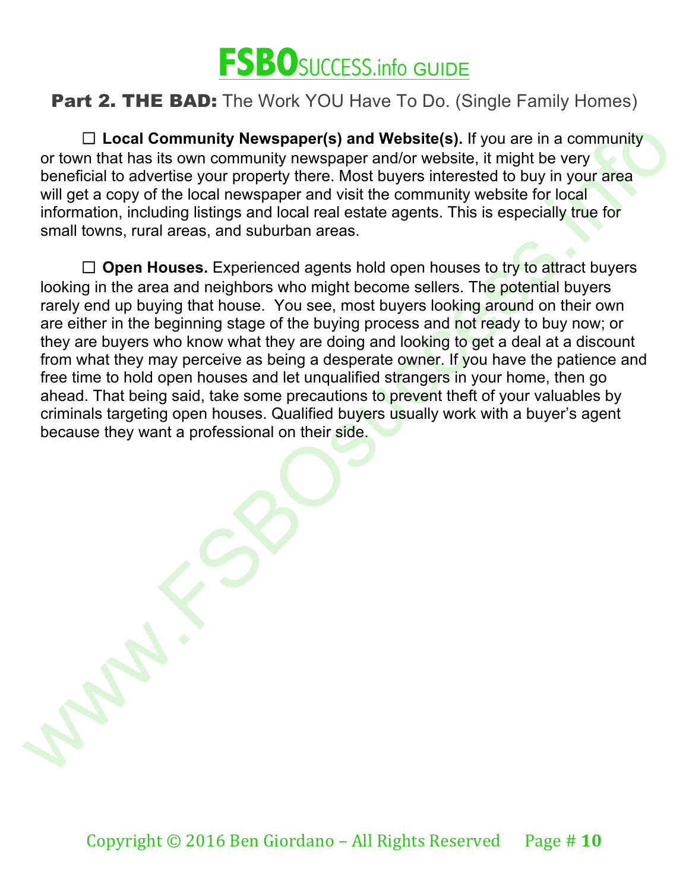## Part 2. THE BAD: The Work YOU Have To Do. (Single Family Homes)

☐ **Local Community Newspaper(s) and Website(s).** If you are in a community or town that has its own community newspaper and/or website, it might be very beneficial to advertise your property there. Most buyers interested to buy in your area will get a copy of the local newspaper and visit the community website for local information, including listings and local real estate agents. This is especially true for small towns, rural areas, and suburban areas.

☐ **Open Houses.** Experienced agents hold open houses to try to attract buyers looking in the area and neighbors who might become sellers. The potential buyers rarely end up buying that house.  You see, most buyers looking around on their own are either in the beginning stage of the buying process and not ready to buy now; or they are buyers who know what they are doing and looking to get a deal at a discount from what they may perceive as being a desperate owner. If you have the patience and free time to hold open houses and let unqualified strangers in your home, then go ahead. That being said, take some precautions to prevent theft of your valuables by criminals targeting open houses. Qualified buyers usually work with a buyer's agent because they want a professional on their side.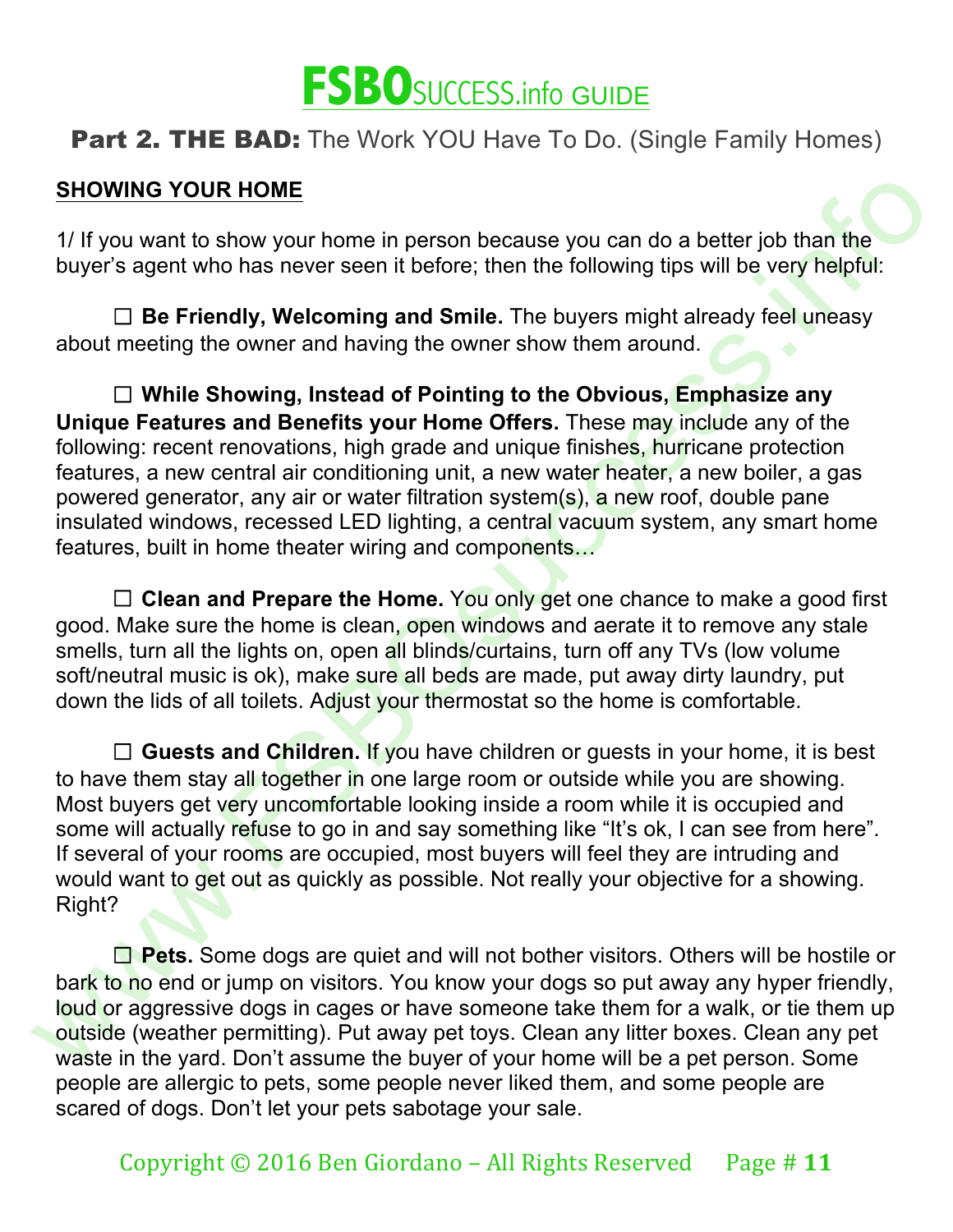# FSBOSUCCESS.info GUIDE

## Part 2. THE BAD: The Work YOU Have To Do. (Single Family Homes)

### SHOWING YOUR HOME

1/ If you want to show your home in person because you can do a better job than the buyer's agent who has never seen it before; then the following tips will be very helpful:

☐ **Be Friendly, Welcoming and Smile.** The buyers might already feel uneasy about meeting the owner and having the owner show them around.

☐ **While Showing, Instead of Pointing to the Obvious, Emphasize any Unique Features and Benefits your Home Offers.** These may include any of the following: recent renovations, high grade and unique finishes, hurricane protection features, a new central air conditioning unit, a new water heater, a new boiler, a gas powered generator, any air or water filtration system(s), a new roof, double pane insulated windows, recessed LED lighting, a central vacuum system, any smart home features, built in home theater wiring and components…

☐ **Clean and Prepare the Home.** You only get one chance to make a good first good. Make sure the home is clean, open windows and aerate it to remove any stale smells, turn all the lights on, open all blinds/curtains, turn off any TVs (low volume soft/neutral music is ok), make sure all beds are made, put away dirty laundry, put down the lids of all toilets. Adjust your thermostat so the home is comfortable.

☐ **Guests and Children.** If you have children or guests in your home, it is best to have them stay all together in one large room or outside while you are showing. Most buyers get very uncomfortable looking inside a room while it is occupied and some will actually refuse to go in and say something like "It's ok, I can see from here". If several of your rooms are occupied, most buyers will feel they are intruding and would want to get out as quickly as possible. Not really your objective for a showing. Right?

☐ **Pets.** Some dogs are quiet and will not bother visitors. Others will be hostile or bark to no end or jump on visitors. You know your dogs so put away any hyper friendly, loud or aggressive dogs in cages or have someone take them for a walk, or tie them up outside (weather permitting). Put away pet toys. Clean any litter boxes. Clean any pet waste in the yard. Don't assume the buyer of your home will be a pet person. Some people are allergic to pets, some people never liked them, and some people are scared of dogs. Don't let your pets sabotage your sale.

Copyright © 2016 Ben Giordano – All Rights Reserved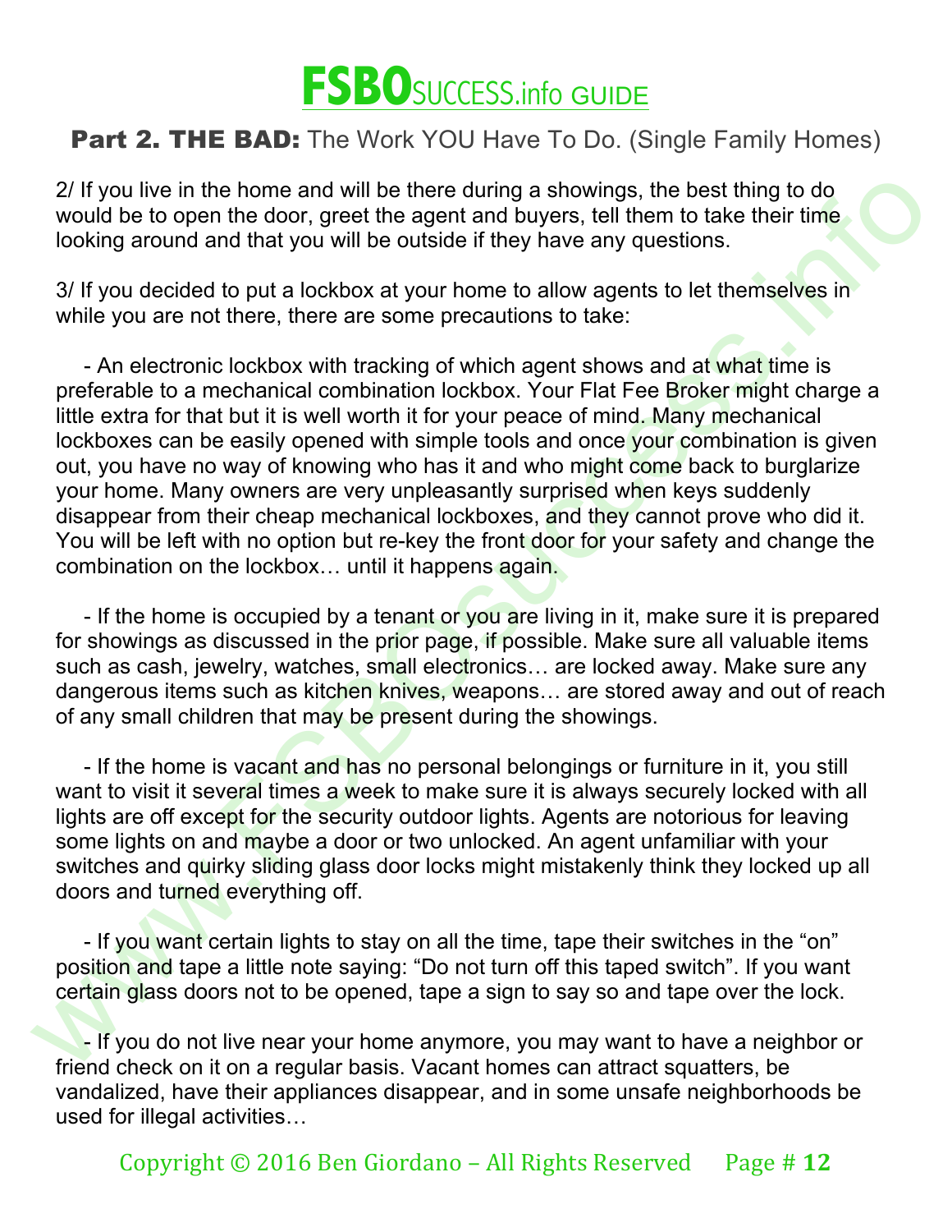# FSBOSUCCESS.info GUIDE

## Part 2. THE BAD: The Work YOU Have To Do. (Single Family Homes)

2/ If you live in the home and will be there during a showings, the best thing to do would be to open the door, greet the agent and buyers, tell them to take their time looking around and that you will be outside if they have any questions.

3/ If you decided to put a lockbox at your home to allow agents to let themselves in while you are not there, there are some precautions to take:

- An electronic lockbox with tracking of which agent shows and at what time is preferable to a mechanical combination lockbox. Your Flat Fee Broker might charge a little extra for that but it is well worth it for your peace of mind. Many mechanical lockboxes can be easily opened with simple tools and once your combination is given out, you have no way of knowing who has it and who might come back to burglarize your home. Many owners are very unpleasantly surprised when keys suddenly disappear from their cheap mechanical lockboxes, and they cannot prove who did it. You will be left with no option but re-key the front door for your safety and change the combination on the lockbox… until it happens again.

- If the home is occupied by a tenant or you are living in it, make sure it is prepared for showings as discussed in the prior page, if possible. Make sure all valuable items such as cash, jewelry, watches, small electronics… are locked away. Make sure any dangerous items such as kitchen knives, weapons… are stored away and out of reach of any small children that may be present during the showings.

- If the home is vacant and has no personal belongings or furniture in it, you still want to visit it several times a week to make sure it is always securely locked with all lights are off except for the security outdoor lights. Agents are notorious for leaving some lights on and maybe a door or two unlocked. An agent unfamiliar with your switches and quirky sliding glass door locks might mistakenly think they locked up all doors and turned everything off.

- If you want certain lights to stay on all the time, tape their switches in the "on" position and tape a little note saying: "Do not turn off this taped switch". If you want certain glass doors not to be opened, tape a sign to say so and tape over the lock.

- If you do not live near your home anymore, you may want to have a neighbor or friend check on it on a regular basis. Vacant homes can attract squatters, be vandalized, have their appliances disappear, and in some unsafe neighborhoods be used for illegal activities…

Copyright © 2016 Ben Giordano – All Rights Reserved